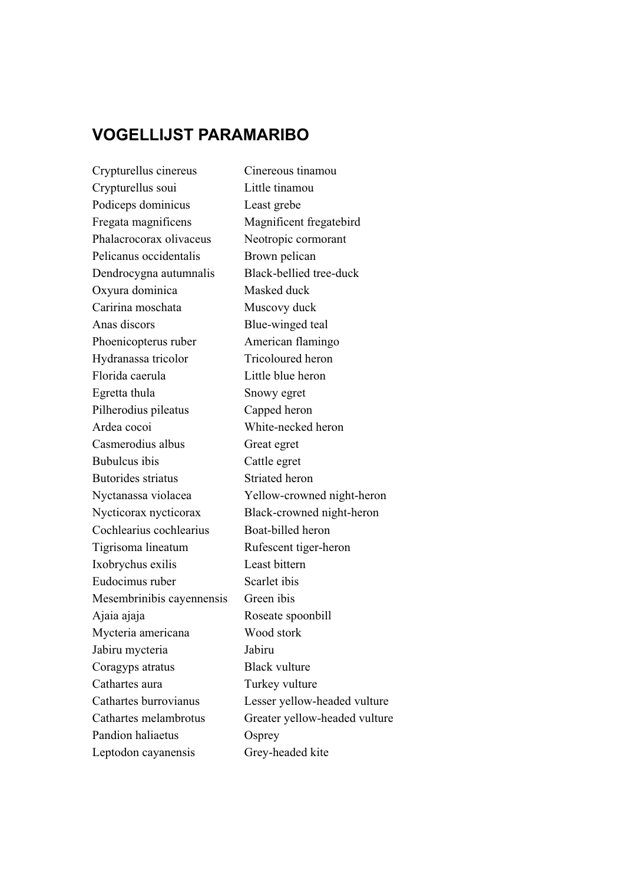# VOGELLIJST PARAMARIBO

| | |
|---|---|
| Crypturellus cinereus | Cinereous tinamou |
| Crypturellus soui | Little tinamou |
| Podiceps dominicus | Least grebe |
| Fregata magnificens | Magnificent fregatebird |
| Phalacrocorax olivaceus | Neotropic cormorant |
| Pelicanus occidentalis | Brown pelican |
| Dendrocygna autumnalis | Black-bellied tree-duck |
| Oxyura dominica | Masked duck |
| Caririna moschata | Muscovy duck |
| Anas discors | Blue-winged teal |
| Phoenicopterus ruber | American flamingo |
| Hydranassa tricolor | Tricoloured heron |
| Florida caerula | Little blue heron |
| Egretta thula | Snowy egret |
| Pilherodius pileatus | Capped heron |
| Ardea cocoi | White-necked heron |
| Casmerodius albus | Great egret |
| Bubulcus ibis | Cattle egret |
| Butorides striatus | Striated heron |
| Nyctanassa violacea | Yellow-crowned night-heron |
| Nycticorax nycticorax | Black-crowned night-heron |
| Cochlearius cochlearius | Boat-billed heron |
| Tigrisoma lineatum | Rufescent tiger-heron |
| Ixobrychus exilis | Least bittern |
| Eudocimus ruber | Scarlet ibis |
| Mesembrinibis cayennensis | Green ibis |
| Ajaia ajaja | Roseate spoonbill |
| Mycteria americana | Wood stork |
| Jabiru mycteria | Jabiru |
| Coragyps atratus | Black vulture |
| Cathartes aura | Turkey vulture |
| Cathartes burrovianus | Lesser yellow-headed vulture |
| Cathartes melambrotus | Greater yellow-headed vulture |
| Pandion haliaetus | Osprey |
| Leptodon cayanensis | Grey-headed kite |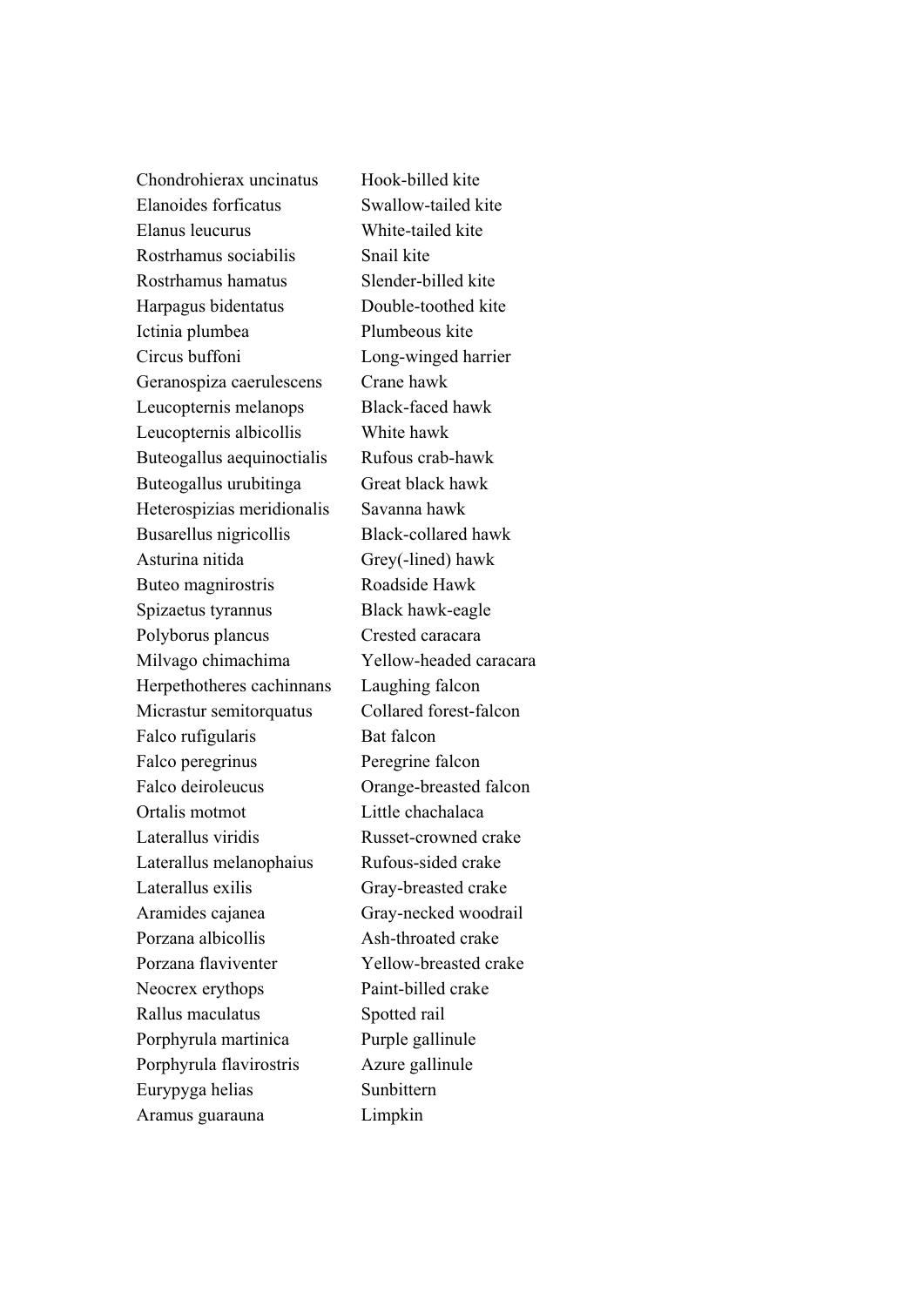| | |
|---|---|
| Chondrohierax uncinatus | Hook-billed kite |
| Elanoides forficatus | Swallow-tailed kite |
| Elanus leucurus | White-tailed kite |
| Rostrhamus sociabilis | Snail kite |
| Rostrhamus hamatus | Slender-billed kite |
| Harpagus bidentatus | Double-toothed kite |
| Ictinia plumbea | Plumbeous kite |
| Circus buffoni | Long-winged harrier |
| Geranospiza caerulescens | Crane hawk |
| Leucopternis melanops | Black-faced hawk |
| Leucopternis albicollis | White hawk |
| Buteogallus aequinoctialis | Rufous crab-hawk |
| Buteogallus urubitinga | Great black hawk |
| Heterospizias meridionalis | Savanna hawk |
| Busarellus nigricollis | Black-collared hawk |
| Asturina nitida | Grey(-lined) hawk |
| Buteo magnirostris | Roadside Hawk |
| Spizaetus tyrannus | Black hawk-eagle |
| Polyborus plancus | Crested caracara |
| Milvago chimachima | Yellow-headed caracara |
| Herpethotheres cachinnans | Laughing falcon |
| Micrastur semitorquatus | Collared forest-falcon |
| Falco rufigularis | Bat falcon |
| Falco peregrinus | Peregrine falcon |
| Falco deiroleucus | Orange-breasted falcon |
| Ortalis motmot | Little chachalaca |
| Laterallus viridis | Russet-crowned crake |
| Laterallus melanophaius | Rufous-sided crake |
| Laterallus exilis | Gray-breasted crake |
| Aramides cajanea | Gray-necked woodrail |
| Porzana albicollis | Ash-throated crake |
| Porzana flaviventer | Yellow-breasted crake |
| Neocrex erythops | Paint-billed crake |
| Rallus maculatus | Spotted rail |
| Porphyrula martinica | Purple gallinule |
| Porphyrula flavirostris | Azure gallinule |
| Eurypyga helias | Sunbittern |
| Aramus guarauna | Limpkin |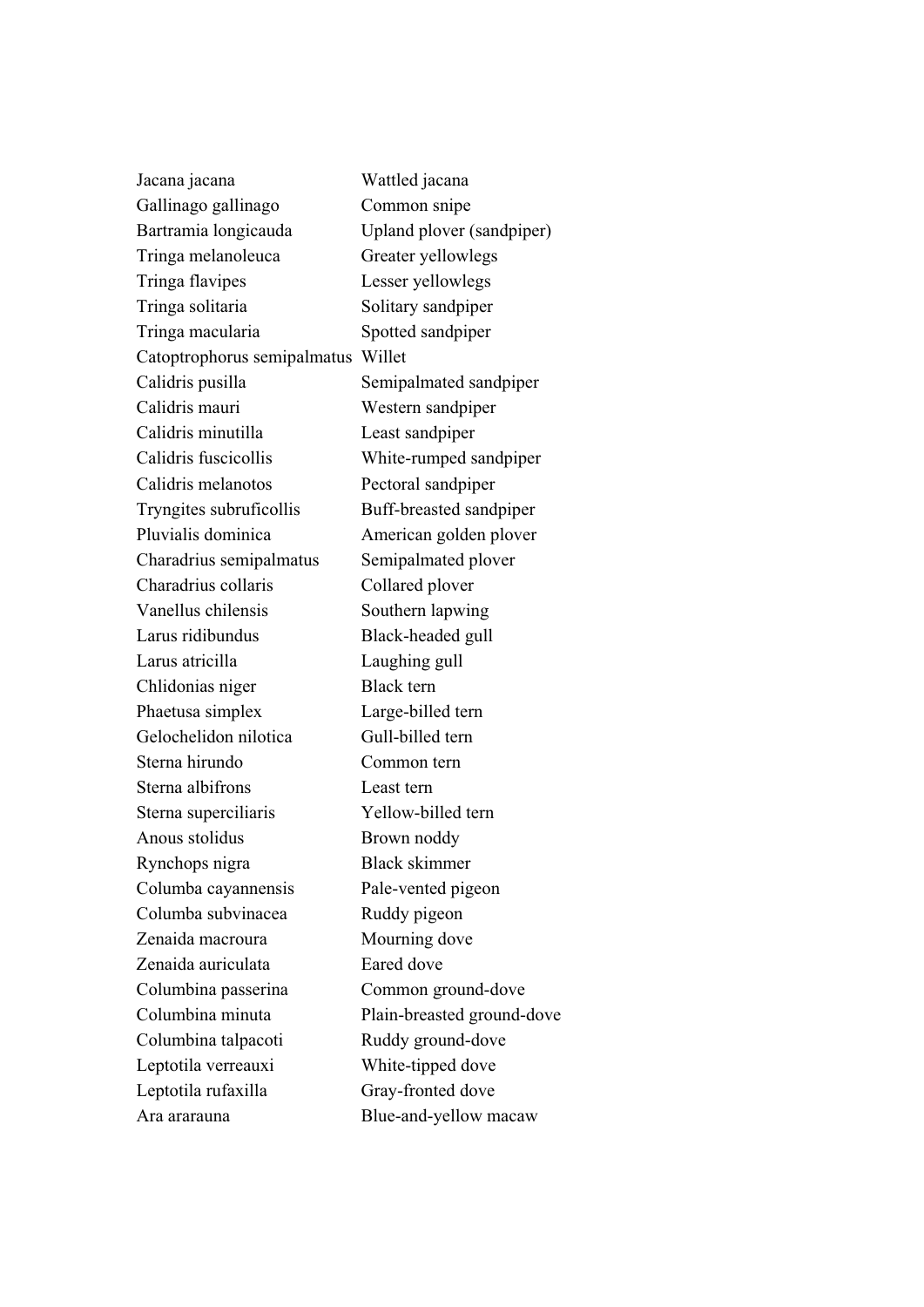| | |
|---|---|
| Jacana jacana | Wattled jacana |
| Gallinago gallinago | Common snipe |
| Bartramia longicauda | Upland plover (sandpiper) |
| Tringa melanoleuca | Greater yellowlegs |
| Tringa flavipes | Lesser yellowlegs |
| Tringa solitaria | Solitary sandpiper |
| Tringa macularia | Spotted sandpiper |
| Catoptrophorus semipalmatus | Willet |
| Calidris pusilla | Semipalmated sandpiper |
| Calidris mauri | Western sandpiper |
| Calidris minutilla | Least sandpiper |
| Calidris fuscicollis | White-rumped sandpiper |
| Calidris melanotos | Pectoral sandpiper |
| Tryngites subruficollis | Buff-breasted sandpiper |
| Pluvialis dominica | American golden plover |
| Charadrius semipalmatus | Semipalmated plover |
| Charadrius collaris | Collared plover |
| Vanellus chilensis | Southern lapwing |
| Larus ridibundus | Black-headed gull |
| Larus atricilla | Laughing gull |
| Chlidonias niger | Black tern |
| Phaetusa simplex | Large-billed tern |
| Gelochelidon nilotica | Gull-billed tern |
| Sterna hirundo | Common tern |
| Sterna albifrons | Least tern |
| Sterna superciliaris | Yellow-billed tern |
| Anous stolidus | Brown noddy |
| Rynchops nigra | Black skimmer |
| Columba cayannensis | Pale-vented pigeon |
| Columba subvinacea | Ruddy pigeon |
| Zenaida macroura | Mourning dove |
| Zenaida auriculata | Eared dove |
| Columbina passerina | Common ground-dove |
| Columbina minuta | Plain-breasted ground-dove |
| Columbina talpacoti | Ruddy ground-dove |
| Leptotila verreauxi | White-tipped dove |
| Leptotila rufaxilla | Gray-fronted dove |
| Ara ararauna | Blue-and-yellow macaw |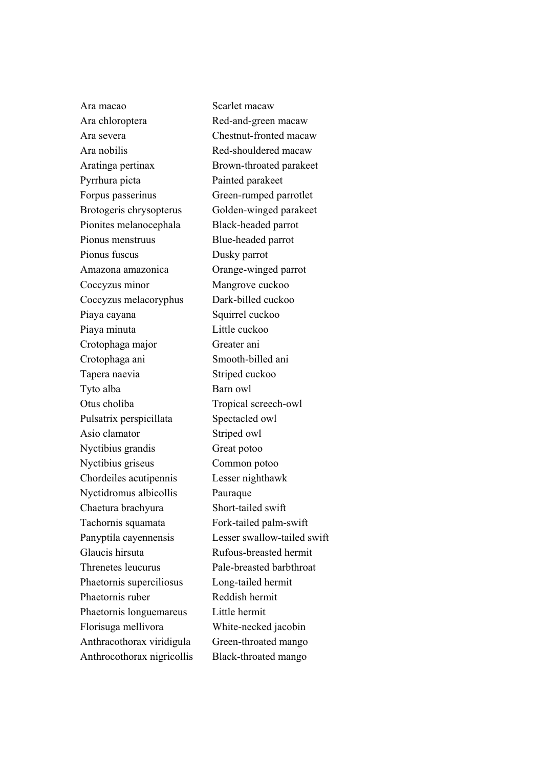| | |
|---|---|
| Ara macao | Scarlet macaw |
| Ara chloroptera | Red-and-green macaw |
| Ara severa | Chestnut-fronted macaw |
| Ara nobilis | Red-shouldered macaw |
| Aratinga pertinax | Brown-throated parakeet |
| Pyrrhura picta | Painted parakeet |
| Forpus passerinus | Green-rumped parrotlet |
| Brotogeris chrysopterus | Golden-winged parakeet |
| Pionites melanocephala | Black-headed parrot |
| Pionus menstruus | Blue-headed parrot |
| Pionus fuscus | Dusky parrot |
| Amazona amazonica | Orange-winged parrot |
| Coccyzus minor | Mangrove cuckoo |
| Coccyzus melacoryphus | Dark-billed cuckoo |
| Piaya cayana | Squirrel cuckoo |
| Piaya minuta | Little cuckoo |
| Crotophaga major | Greater ani |
| Crotophaga ani | Smooth-billed ani |
| Tapera naevia | Striped cuckoo |
| Tyto alba | Barn owl |
| Otus choliba | Tropical screech-owl |
| Pulsatrix perspicillata | Spectacled owl |
| Asio clamator | Striped owl |
| Nyctibius grandis | Great potoo |
| Nyctibius griseus | Common potoo |
| Chordeiles acutipennis | Lesser nighthawk |
| Nyctidromus albicollis | Pauraque |
| Chaetura brachyura | Short-tailed swift |
| Tachornis squamata | Fork-tailed palm-swift |
| Panyptila cayennensis | Lesser swallow-tailed swift |
| Glaucis hirsuta | Rufous-breasted hermit |
| Threnetes leucurus | Pale-breasted barbthroat |
| Phaetornis superciliosus | Long-tailed hermit |
| Phaetornis ruber | Reddish hermit |
| Phaetornis longuemareus | Little hermit |
| Florisuga mellivora | White-necked jacobin |
| Anthracothorax viridigula | Green-throated mango |
| Anthrocothorax nigricollis | Black-throated mango |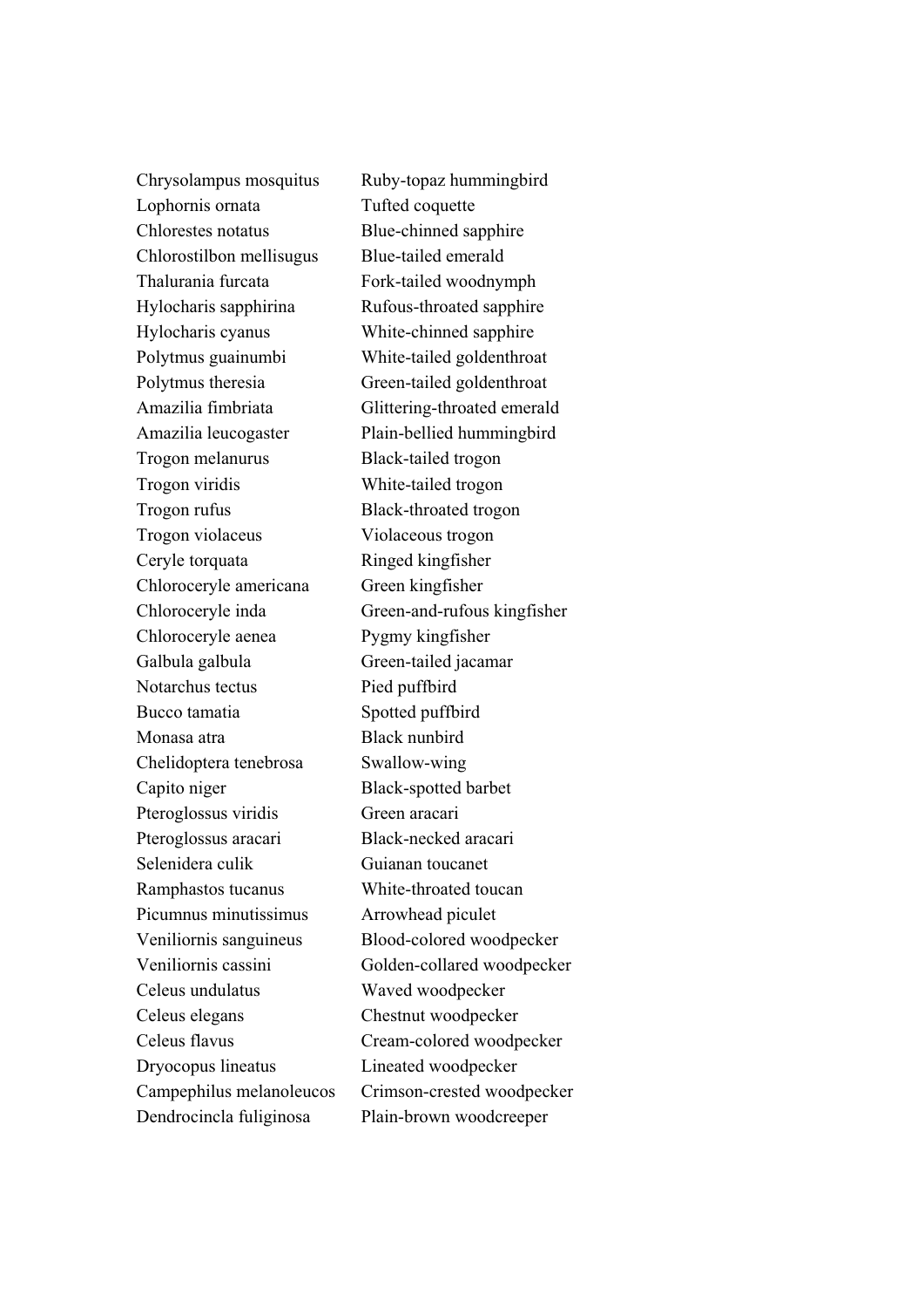| | |
|---|---|
| Chrysolampus mosquitus | Ruby-topaz hummingbird |
| Lophornis ornata | Tufted coquette |
| Chlorestes notatus | Blue-chinned sapphire |
| Chlorostilbon mellisugus | Blue-tailed emerald |
| Thalurania furcata | Fork-tailed woodnymph |
| Hylocharis sapphirina | Rufous-throated sapphire |
| Hylocharis cyanus | White-chinned sapphire |
| Polytmus guainumbi | White-tailed goldenthroat |
| Polytmus theresia | Green-tailed goldenthroat |
| Amazilia fimbriata | Glittering-throated emerald |
| Amazilia leucogaster | Plain-bellied hummingbird |
| Trogon melanurus | Black-tailed trogon |
| Trogon viridis | White-tailed trogon |
| Trogon rufus | Black-throated trogon |
| Trogon violaceus | Violaceous trogon |
| Ceryle torquata | Ringed kingfisher |
| Chloroceryle americana | Green kingfisher |
| Chloroceryle inda | Green-and-rufous kingfisher |
| Chloroceryle aenea | Pygmy kingfisher |
| Galbula galbula | Green-tailed jacamar |
| Notarchus tectus | Pied puffbird |
| Bucco tamatia | Spotted puffbird |
| Monasa atra | Black nunbird |
| Chelidoptera tenebrosa | Swallow-wing |
| Capito niger | Black-spotted barbet |
| Pteroglossus viridis | Green aracari |
| Pteroglossus aracari | Black-necked aracari |
| Selenidera culik | Guianan toucanet |
| Ramphastos tucanus | White-throated toucan |
| Picumnus minutissimus | Arrowhead piculet |
| Veniliornis sanguineus | Blood-colored woodpecker |
| Veniliornis cassini | Golden-collared woodpecker |
| Celeus undulatus | Waved woodpecker |
| Celeus elegans | Chestnut woodpecker |
| Celeus flavus | Cream-colored woodpecker |
| Dryocopus lineatus | Lineated woodpecker |
| Campephilus melanoleucos | Crimson-crested woodpecker |
| Dendrocincla fuliginosa | Plain-brown woodcreeper |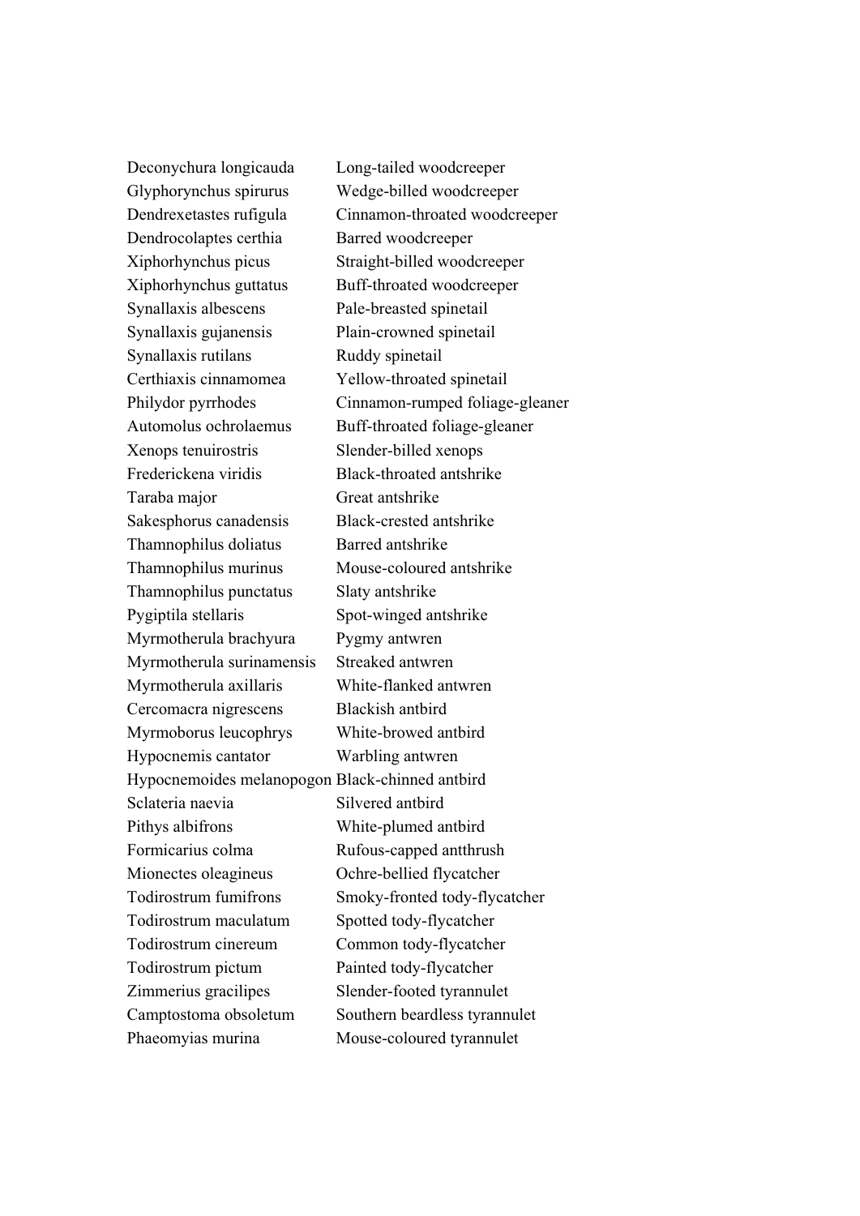| | |
|---|---|
| Deconychura longicauda | Long-tailed woodcreeper |
| Glyphorynchus spirurus | Wedge-billed woodcreeper |
| Dendrexetastes rufigula | Cinnamon-throated woodcreeper |
| Dendrocolaptes certhia | Barred woodcreeper |
| Xiphorhynchus picus | Straight-billed woodcreeper |
| Xiphorhynchus guttatus | Buff-throated woodcreeper |
| Synallaxis albescens | Pale-breasted spinetail |
| Synallaxis gujanensis | Plain-crowned spinetail |
| Synallaxis rutilans | Ruddy spinetail |
| Certhiaxis cinnamomea | Yellow-throated spinetail |
| Philydor pyrrhodes | Cinnamon-rumped foliage-gleaner |
| Automolus ochrolaemus | Buff-throated foliage-gleaner |
| Xenops tenuirostris | Slender-billed xenops |
| Frederickena viridis | Black-throated antshrike |
| Taraba major | Great antshrike |
| Sakesphorus canadensis | Black-crested antshrike |
| Thamnophilus doliatus | Barred antshrike |
| Thamnophilus murinus | Mouse-coloured antshrike |
| Thamnophilus punctatus | Slaty antshrike |
| Pygiptila stellaris | Spot-winged antshrike |
| Myrmotherula brachyura | Pygmy antwren |
| Myrmotherula surinamensis | Streaked antwren |
| Myrmotherula axillaris | White-flanked antwren |
| Cercomacra nigrescens | Blackish antbird |
| Myrmoborus leucophrys | White-browed antbird |
| Hypocnemis cantator | Warbling antwren |
| Hypocnemoides melanopogon | Black-chinned antbird |
| Sclateria naevia | Silvered antbird |
| Pithys albifrons | White-plumed antbird |
| Formicarius colma | Rufous-capped antthrush |
| Mionectes oleagineus | Ochre-bellied flycatcher |
| Todirostrum fumifrons | Smoky-fronted tody-flycatcher |
| Todirostrum maculatum | Spotted tody-flycatcher |
| Todirostrum cinereum | Common tody-flycatcher |
| Todirostrum pictum | Painted tody-flycatcher |
| Zimmerius gracilipes | Slender-footed tyrannulet |
| Camptostoma obsoletum | Southern beardless tyrannulet |
| Phaeomyias murina | Mouse-coloured tyrannulet |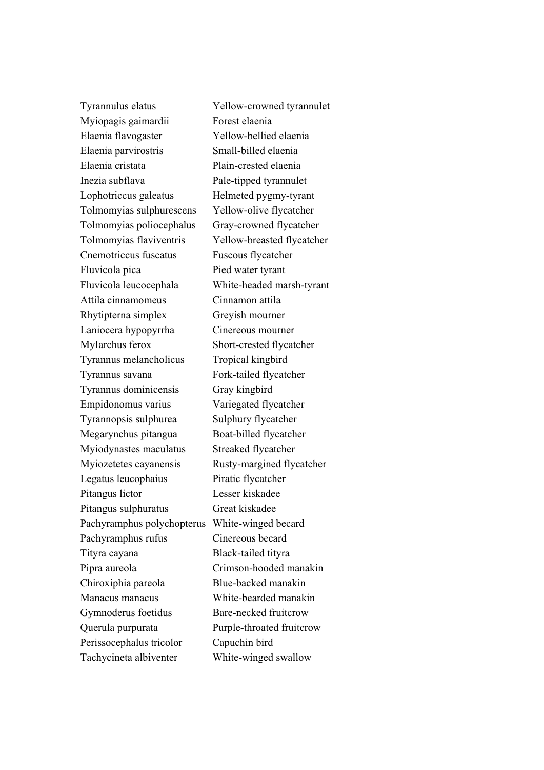| | |
|---|---|
| Tyrannulus elatus | Yellow-crowned tyrannulet |
| Myiopagis gaimardii | Forest elaenia |
| Elaenia flavogaster | Yellow-bellied elaenia |
| Elaenia parvirostris | Small-billed elaenia |
| Elaenia cristata | Plain-crested elaenia |
| Inezia subflava | Pale-tipped tyrannulet |
| Lophotriccus galeatus | Helmeted pygmy-tyrant |
| Tolmomyias sulphurescens | Yellow-olive flycatcher |
| Tolmomyias poliocephalus | Gray-crowned flycatcher |
| Tolmomyias flaviventris | Yellow-breasted flycatcher |
| Cnemotriccus fuscatus | Fuscous flycatcher |
| Fluvicola pica | Pied water tyrant |
| Fluvicola leucocephala | White-headed marsh-tyrant |
| Attila cinnamomeus | Cinnamon attila |
| Rhytipterna simplex | Greyish mourner |
| Laniocera hypopyrrha | Cinereous mourner |
| MyIarchus ferox | Short-crested flycatcher |
| Tyrannus melancholicus | Tropical kingbird |
| Tyrannus savana | Fork-tailed flycatcher |
| Tyrannus dominicensis | Gray kingbird |
| Empidonomus varius | Variegated flycatcher |
| Tyrannopsis sulphurea | Sulphury flycatcher |
| Megarynchus pitangua | Boat-billed flycatcher |
| Myiodynastes maculatus | Streaked flycatcher |
| Myiozetetes cayanensis | Rusty-margined flycatcher |
| Legatus leucophaius | Piratic flycatcher |
| Pitangus lictor | Lesser kiskadee |
| Pitangus sulphuratus | Great kiskadee |
| Pachyramphus polychopterus | White-winged becard |
| Pachyramphus rufus | Cinereous becard |
| Tityra cayana | Black-tailed tityra |
| Pipra aureola | Crimson-hooded manakin |
| Chiroxiphia pareola | Blue-backed manakin |
| Manacus manacus | White-bearded manakin |
| Gymnoderus foetidus | Bare-necked fruitcrow |
| Querula purpurata | Purple-throated fruitcrow |
| Perissocephalus tricolor | Capuchin bird |
| Tachycineta albiventer | White-winged swallow |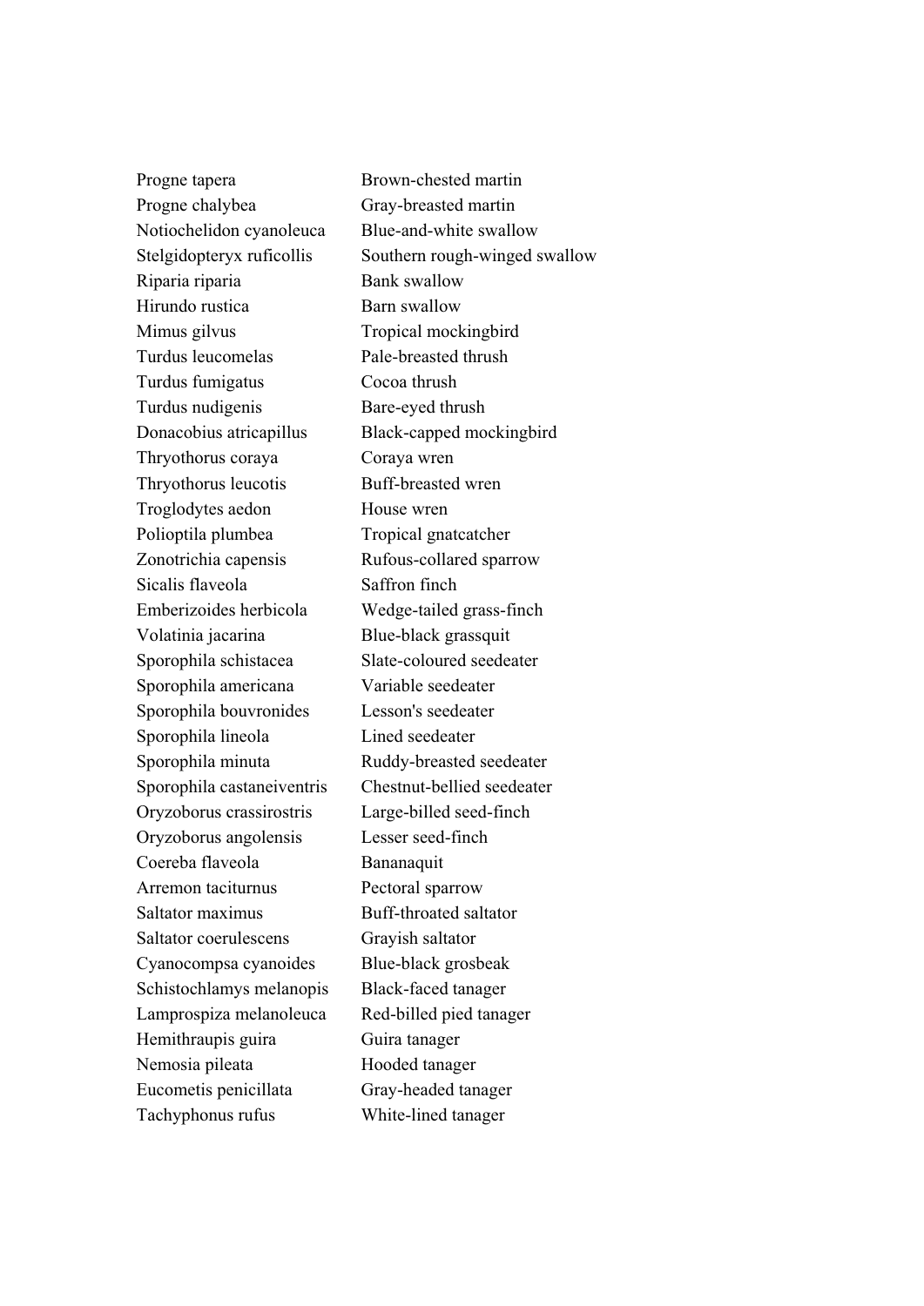| | |
|---|---|
| Progne tapera | Brown-chested martin |
| Progne chalybea | Gray-breasted martin |
| Notiochelidon cyanoleuca | Blue-and-white swallow |
| Stelgidopteryx ruficollis | Southern rough-winged swallow |
| Riparia riparia | Bank swallow |
| Hirundo rustica | Barn swallow |
| Mimus gilvus | Tropical mockingbird |
| Turdus leucomelas | Pale-breasted thrush |
| Turdus fumigatus | Cocoa thrush |
| Turdus nudigenis | Bare-eyed thrush |
| Donacobius atricapillus | Black-capped mockingbird |
| Thryothorus coraya | Coraya wren |
| Thryothorus leucotis | Buff-breasted wren |
| Troglodytes aedon | House wren |
| Polioptila plumbea | Tropical gnatcatcher |
| Zonotrichia capensis | Rufous-collared sparrow |
| Sicalis flaveola | Saffron finch |
| Emberizoides herbicola | Wedge-tailed grass-finch |
| Volatinia jacarina | Blue-black grassquit |
| Sporophila schistacea | Slate-coloured seedeater |
| Sporophila americana | Variable seedeater |
| Sporophila bouvronides | Lesson's seedeater |
| Sporophila lineola | Lined seedeater |
| Sporophila minuta | Ruddy-breasted seedeater |
| Sporophila castaneiventris | Chestnut-bellied seedeater |
| Oryzoborus crassirostris | Large-billed seed-finch |
| Oryzoborus angolensis | Lesser seed-finch |
| Coereba flaveola | Bananaquit |
| Arremon taciturnus | Pectoral sparrow |
| Saltator maximus | Buff-throated saltator |
| Saltator coerulescens | Grayish saltator |
| Cyanocompsa cyanoides | Blue-black grosbeak |
| Schistochlamys melanopis | Black-faced tanager |
| Lamprospiza melanoleuca | Red-billed pied tanager |
| Hemithraupis guira | Guira tanager |
| Nemosia pileata | Hooded tanager |
| Eucometis penicillata | Gray-headed tanager |
| Tachyphonus rufus | White-lined tanager |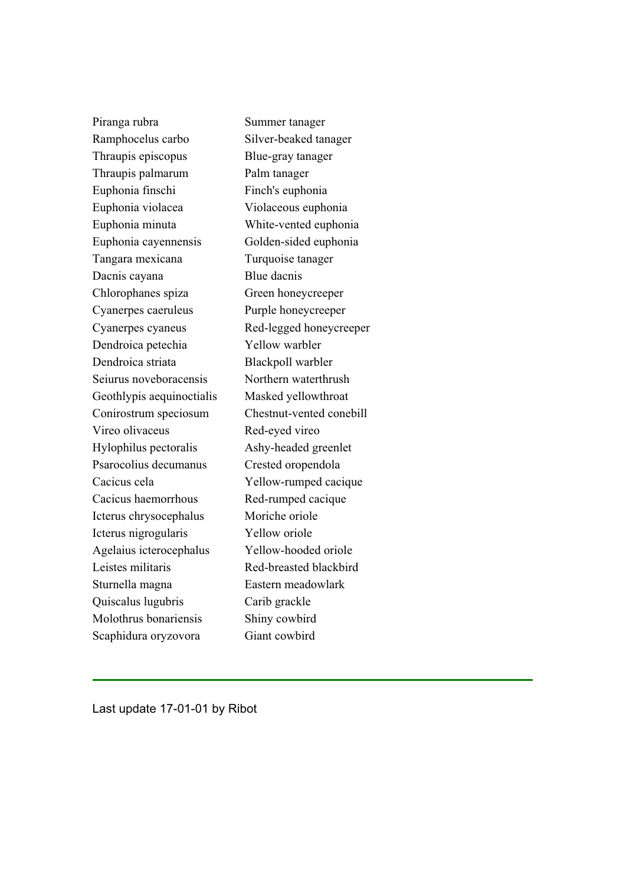| | |
|---|---|
| Piranga rubra | Summer tanager |
| Ramphocelus carbo | Silver-beaked tanager |
| Thraupis episcopus | Blue-gray tanager |
| Thraupis palmarum | Palm tanager |
| Euphonia finschi | Finch's euphonia |
| Euphonia violacea | Violaceous euphonia |
| Euphonia minuta | White-vented euphonia |
| Euphonia cayennensis | Golden-sided euphonia |
| Tangara mexicana | Turquoise tanager |
| Dacnis cayana | Blue dacnis |
| Chlorophanes spiza | Green honeycreeper |
| Cyanerpes caeruleus | Purple honeycreeper |
| Cyanerpes cyaneus | Red-legged honeycreeper |
| Dendroica petechia | Yellow warbler |
| Dendroica striata | Blackpoll warbler |
| Seiurus noveboracensis | Northern waterthrush |
| Geothlypis aequinoctialis | Masked yellowthroat |
| Conirostrum speciosum | Chestnut-vented conebill |
| Vireo olivaceus | Red-eyed vireo |
| Hylophilus pectoralis | Ashy-headed greenlet |
| Psarocolius decumanus | Crested oropendola |
| Cacicus cela | Yellow-rumped cacique |
| Cacicus haemorrhous | Red-rumped cacique |
| Icterus chrysocephalus | Moriche oriole |
| Icterus nigrogularis | Yellow oriole |
| Agelaius icterocephalus | Yellow-hooded oriole |
| Leistes militaris | Red-breasted blackbird |
| Sturnella magna | Eastern meadowlark |
| Quiscalus lugubris | Carib grackle |
| Molothrus bonariensis | Shiny cowbird |
| Scaphidura oryzovora | Giant cowbird |

---

Last update 17-01-01 by Ribot